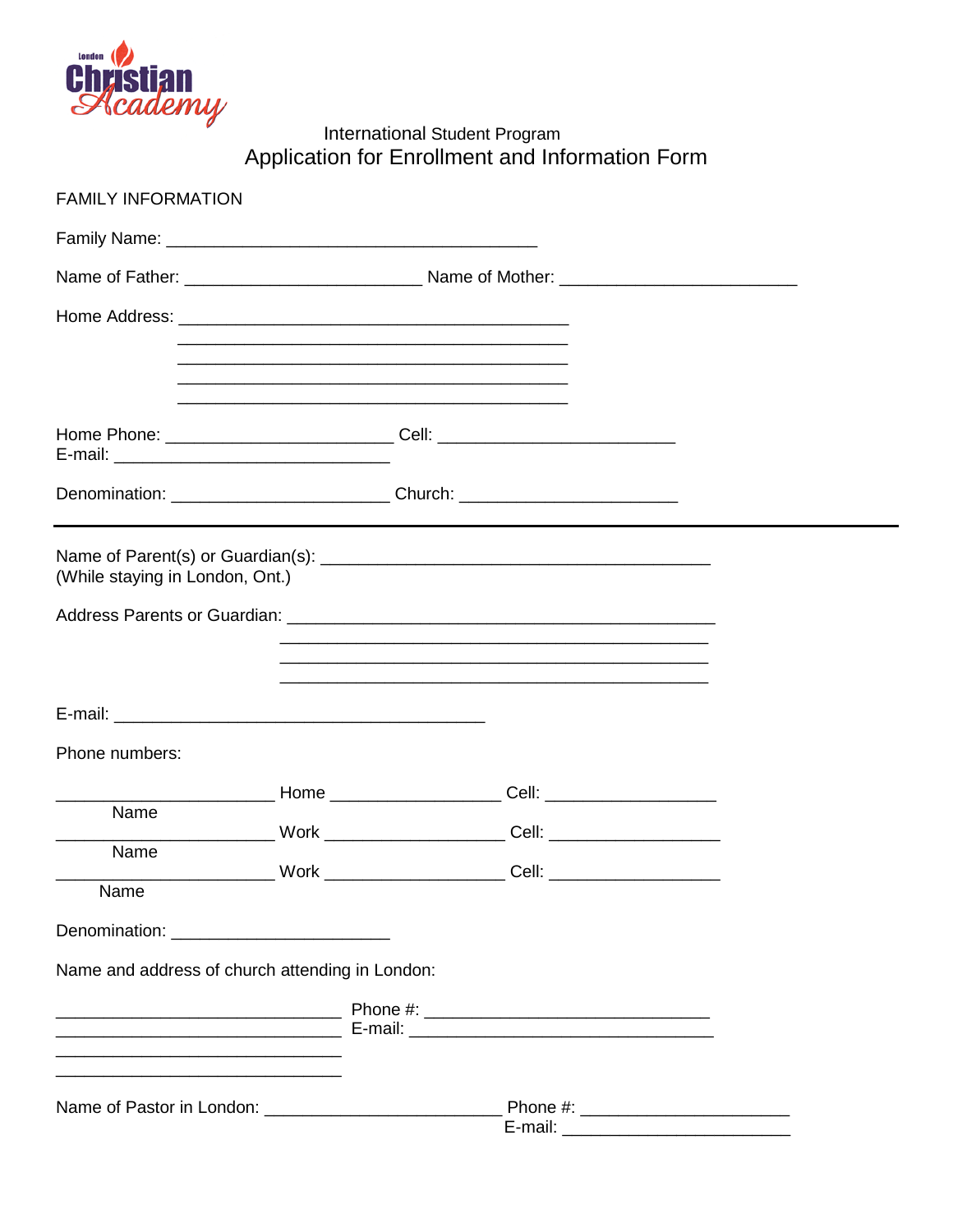London Christian Academy

International Student Program

# Application for Enrollment and Information Form

## FAMILY INFORMATION

Family Name: ________________________________________

Name of Father: __________________________ Name of Mother: __________________________

Home Address: ____________________________________________
____________________________________________
____________________________________________
____________________________________________
____________________________________________

Home Phone: ________________________ Cell: __________________________
E-mail: ______________________________

Denomination: ________________________ Church: ________________________

---

Name of Parent(s) or Guardian(s): ____________________________________________
(While staying in London, Ont.)

Address Parents or Guardian: ______________________________________________
______________________________________________
______________________________________________
______________________________________________

E-mail: ________________________________________

Phone numbers:

________________________ Home __________________ Cell: __________________
Name
________________________ Work __________________ Cell: __________________
Name
________________________ Work __________________ Cell: __________________
Name

Denomination: ________________________

Name and address of church attending in London:

______________________________ Phone #: ______________________________
______________________________ E-mail: ______________________________
______________________________
______________________________

Name of Pastor in London: __________________________ Phone #: ______________________
E-mail: ______________________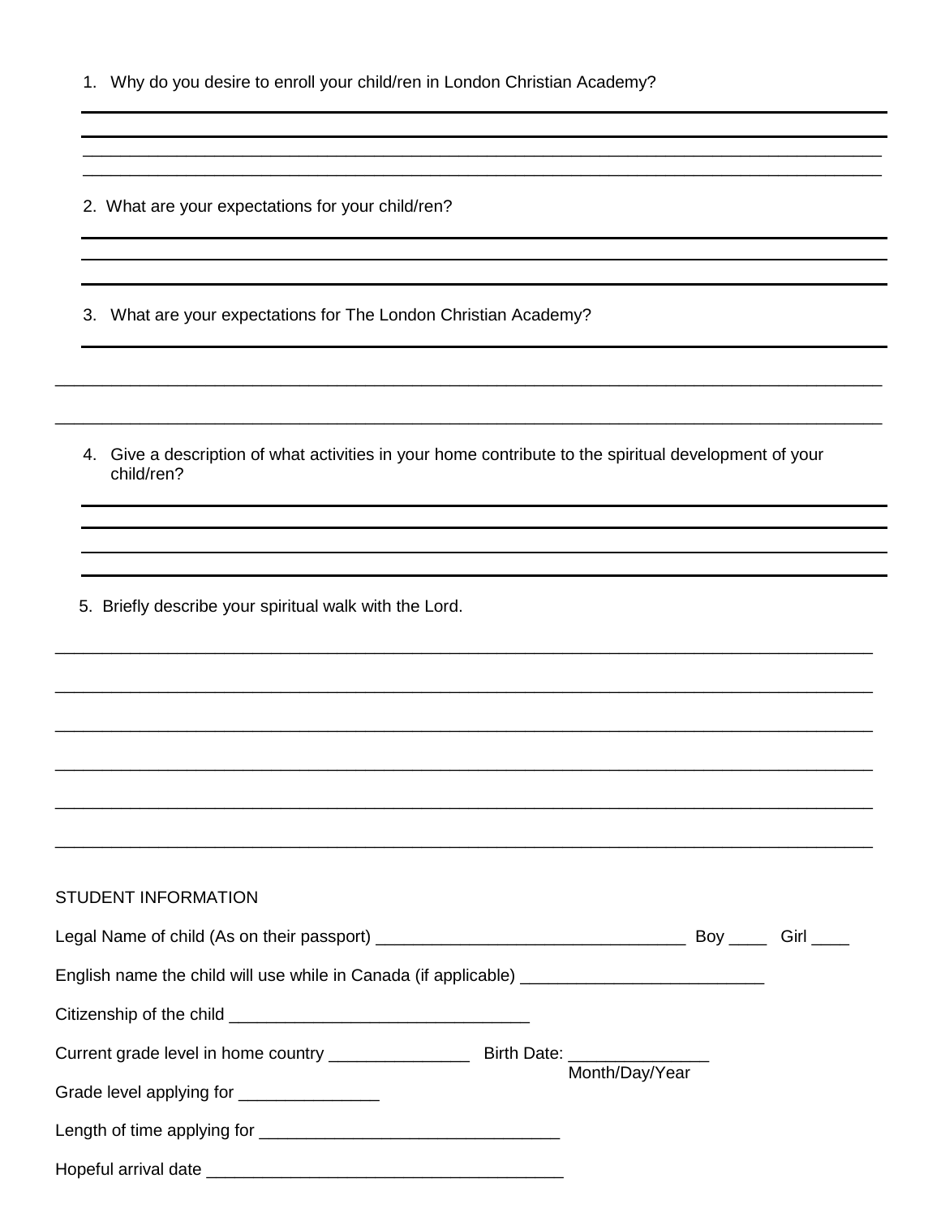1. Why do you desire to enroll your child/ren in London Christian Academy?

_______________________________________________________________________________

_______________________________________________________________________________

_______________________________________________________________________________

_______________________________________________________________________________

2. What are your expectations for your child/ren?

_______________________________________________________________________________

_______________________________________________________________________________

_______________________________________________________________________________

3. What are your expectations for The London Christian Academy?

_______________________________________________________________________________

_______________________________________________________________________________

_______________________________________________________________________________

4. Give a description of what activities in your home contribute to the spiritual development of your child/ren?

_______________________________________________________________________________

_______________________________________________________________________________

_______________________________________________________________________________

_______________________________________________________________________________

5. Briefly describe your spiritual walk with the Lord.

_______________________________________________________________________________

_______________________________________________________________________________

_______________________________________________________________________________

_______________________________________________________________________________

_______________________________________________________________________________

_______________________________________________________________________________

STUDENT INFORMATION

Legal Name of child (As on their passport) _________________________________ Boy ____ Girl ____

English name the child will use while in Canada (if applicable) _________________________

Citizenship of the child ________________________________

Current grade level in home country _______________ Birth Date: _______________
Month/Day/Year

Grade level applying for _______________

Length of time applying for ________________________________

Hopeful arrival date ______________________________________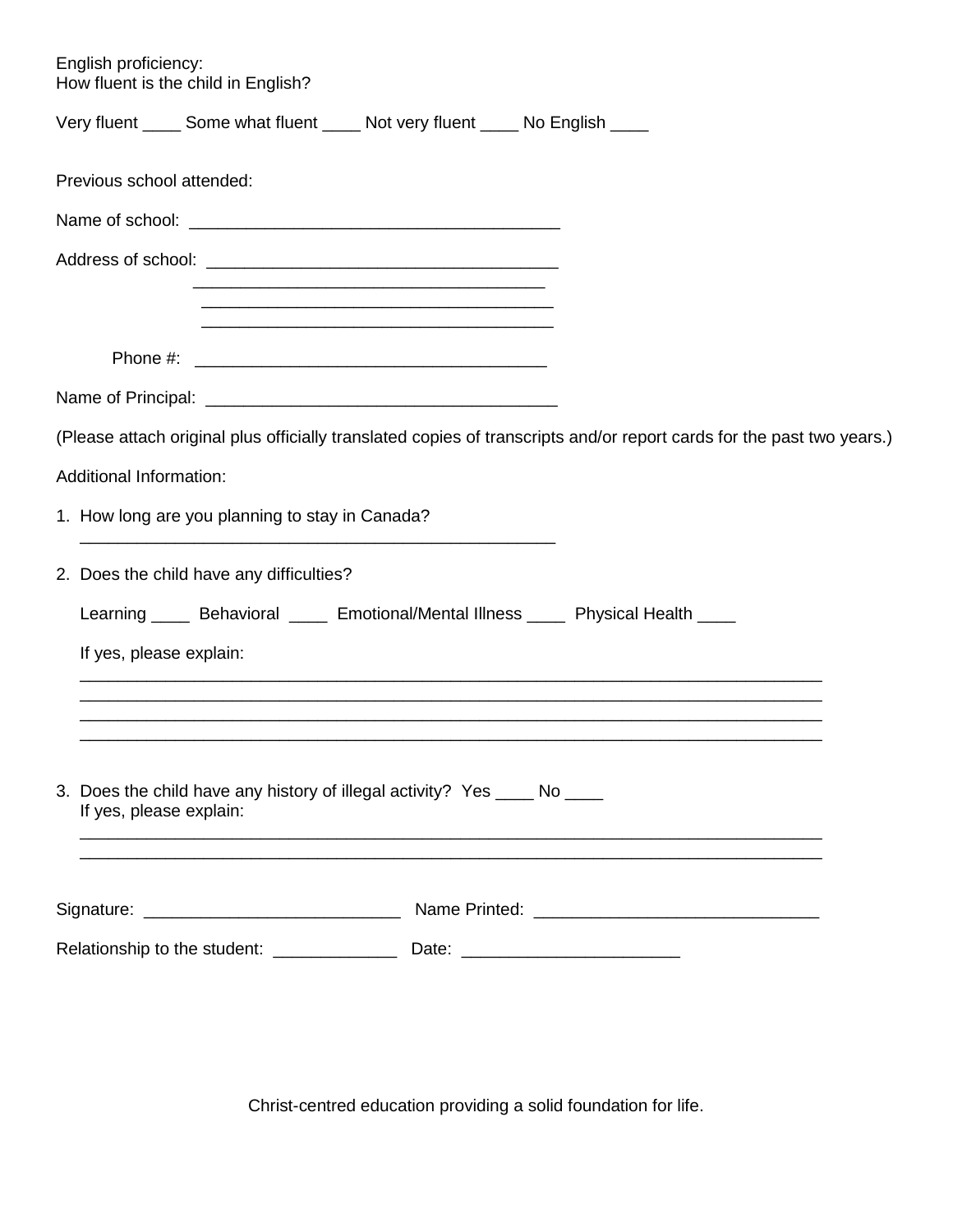English proficiency:
How fluent is the child in English?

Very fluent ____ Some what fluent ____ Not very fluent ____ No English ____

Previous school attended:

Name of school: _______________________________________

Address of school: _____________________________________
_____________________________________
_____________________________________
_____________________________________

Phone #: _____________________________________

Name of Principal: _____________________________________

(Please attach original plus officially translated copies of transcripts and/or report cards for the past two years.)

Additional Information:

1. How long are you planning to stay in Canada?
   ____________________________________________________

2. Does the child have any difficulties?

   Learning ____ Behavioral ____ Emotional/Mental Illness ____ Physical Health ____

   If yes, please explain:
   ________________________________________________________________________________
   ________________________________________________________________________________
   ________________________________________________________________________________
   ________________________________________________________________________________

3. Does the child have any history of illegal activity? Yes ____ No ____
   If yes, please explain:
   ________________________________________________________________________________
   ________________________________________________________________________________

Signature: ___________________________ Name Printed: ______________________________

Relationship to the student: _____________ Date: _______________________

Christ-centred education providing a solid foundation for life.